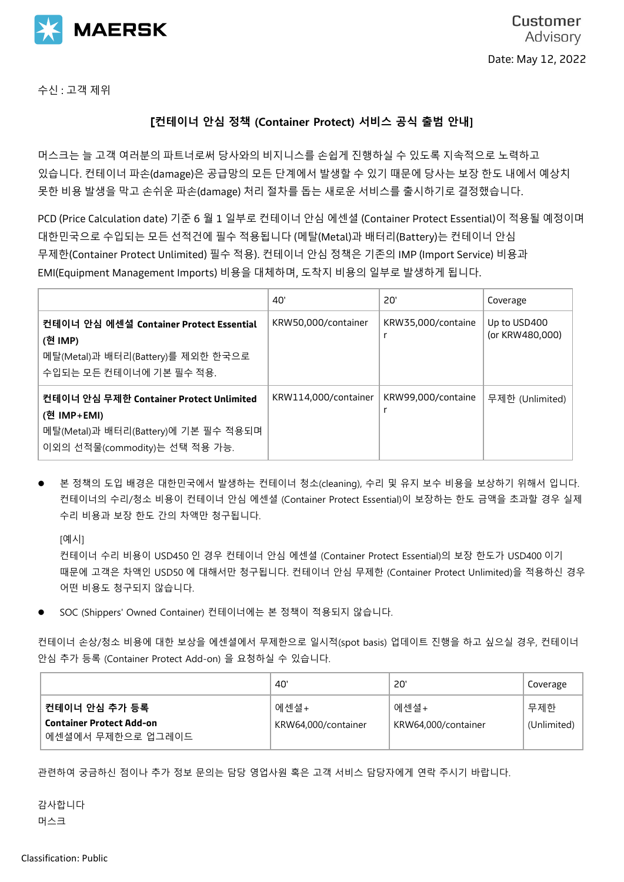MAERSK

Customer Advisory

Date: May 12, 2022

수신 : 고객 제위

**[컨테이너 안심 정책 (Container Protect) 서비스 공식 출범 안내]**

머스크는 늘 고객 여러분의 파트너로써 당사와의 비지니스를 손쉽게 진행하실 수 있도록 지속적으로 노력하고 있습니다. 컨테이너 파손(damage)은 공급망의 모든 단계에서 발생할 수 있기 때문에 당사는 보장 한도 내에서 예상치 못한 비용 발생을 막고 손쉬운 파손(damage) 처리 절차를 돕는 새로운 서비스를 출시하기로 결정했습니다.

PCD (Price Calculation date) 기준 6 월 1 일부로 컨테이너 안심 에센셜 (Container Protect Essential)이 적용될 예정이며 대한민국으로 수입되는 모든 선적건에 필수 적용됩니다 (메탈(Metal)과 배터리(Battery)는 컨테이너 안심 무제한(Container Protect Unlimited) 필수 적용). 컨테이너 안심 정책은 기존의 IMP (Import Service) 비용과 EMI(Equipment Management Imports) 비용을 대체하며, 도착지 비용의 일부로 발생하게 됩니다.

| | 40' | 20' | Coverage |
|---|---|---|---|
| **컨테이너 안심 에센셜 Container Protect Essential (현 IMP)**<br>메탈(Metal)과 배터리(Battery)를 제외한 한국으로 수입되는 모든 컨테이너에 기본 필수 적용. | KRW50,000/container | KRW35,000/container | Up to USD400 (or KRW480,000) |
| **컨테이너 안심 무제한 Container Protect Unlimited (현 IMP+EMI)**<br>메탈(Metal)과 배터리(Battery)에 기본 필수 적용되며 이외의 선적물(commodity)는 선택 적용 가능. | KRW114,000/container | KRW99,000/container | 무제한 (Unlimited) |

- 본 정책의 도입 배경은 대한민국에서 발생하는 컨테이너 청소(cleaning), 수리 및 유지 보수 비용을 보상하기 위해서 입니다. 컨테이너의 수리/청소 비용이 컨테이너 안심 에센셜 (Container Protect Essential)이 보장하는 한도 금액을 초과할 경우 실제 수리 비용과 보장 한도 간의 차액만 청구됩니다.

  [예시]
  컨테이너 수리 비용이 USD450 인 경우 컨테이너 안심 에센셜 (Container Protect Essential)의 보장 한도가 USD400 이기 때문에 고객은 차액인 USD50 에 대해서만 청구됩니다. 컨테이너 안심 무제한 (Container Protect Unlimited)을 적용하신 경우 어떤 비용도 청구되지 않습니다.

- SOC (Shippers' Owned Container) 컨테이너에는 본 정책이 적용되지 않습니다.

컨테이너 손상/청소 비용에 대한 보상을 에센셜에서 무제한으로 일시적(spot basis) 업데이트 진행을 하고 싶으실 경우, 컨테이너 안심 추가 등록 (Container Protect Add-on) 을 요청하실 수 있습니다.

| | 40' | 20' | Coverage |
|---|---|---|---|
| **컨테이너 안심 추가 등록**<br>**Container Protect Add-on**<br>에센셜에서 무제한으로 업그레이드 | 에센셜+<br>KRW64,000/container | 에센셜+<br>KRW64,000/container | 무제한<br>(Unlimited) |

관련하여 궁금하신 점이나 추가 정보 문의는 담당 영업사원 혹은 고객 서비스 담당자에게 연락 주시기 바랍니다.

감사합니다
머스크

Classification: Public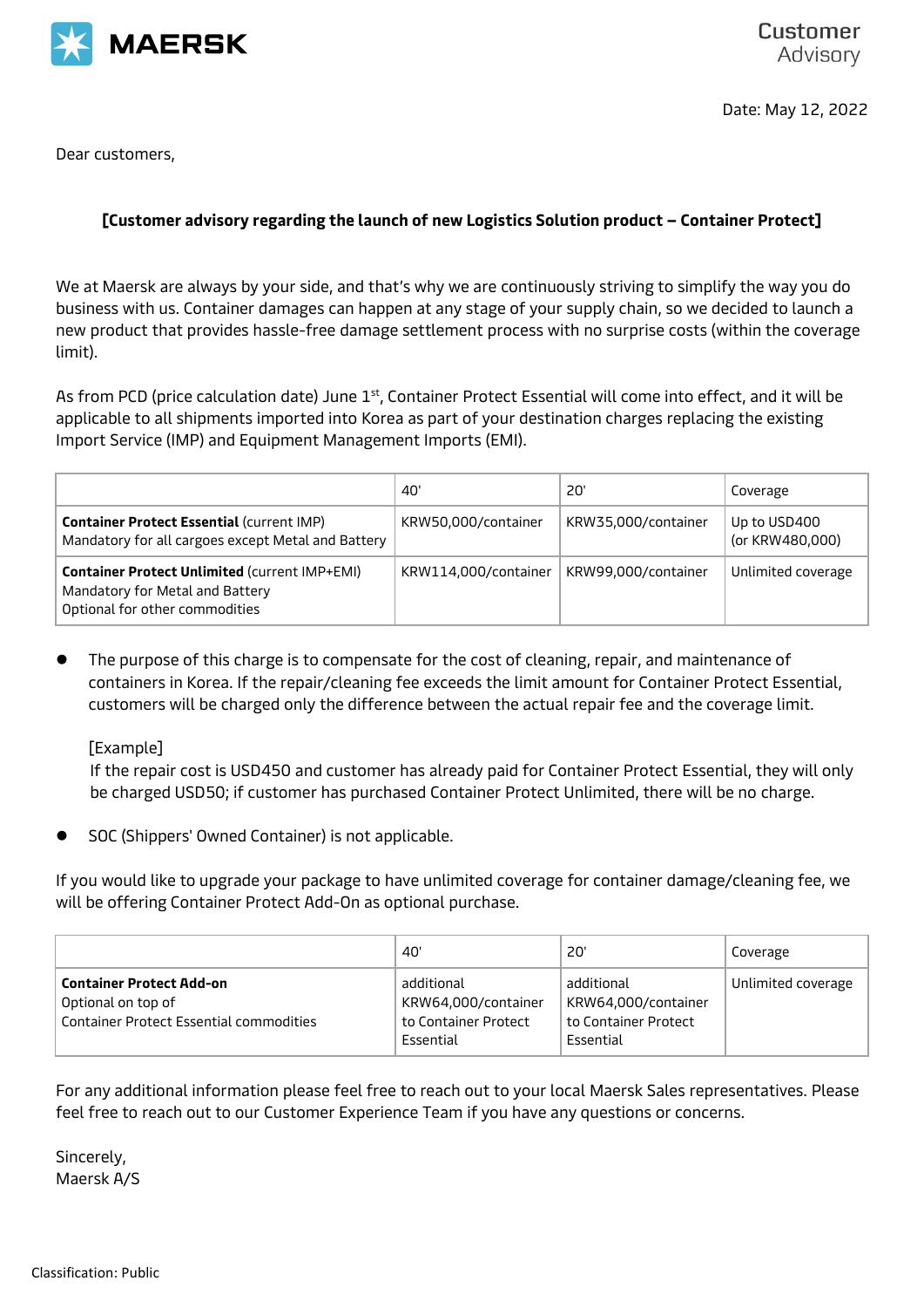MAERSK

Customer Advisory

Date: May 12, 2022

Dear customers,

**[Customer advisory regarding the launch of new Logistics Solution product – Container Protect]**

We at Maersk are always by your side, and that's why we are continuously striving to simplify the way you do business with us. Container damages can happen at any stage of your supply chain, so we decided to launch a new product that provides hassle-free damage settlement process with no surprise costs (within the coverage limit).

As from PCD (price calculation date) June 1st, Container Protect Essential will come into effect, and it will be applicable to all shipments imported into Korea as part of your destination charges replacing the existing Import Service (IMP) and Equipment Management Imports (EMI).

| | 40' | 20' | Coverage |
|---|---|---|---|
| **Container Protect Essential** (current IMP)<br>Mandatory for all cargoes except Metal and Battery | KRW50,000/container | KRW35,000/container | Up to USD400<br>(or KRW480,000) |
| **Container Protect Unlimited** (current IMP+EMI)<br>Mandatory for Metal and Battery<br>Optional for other commodities | KRW114,000/container | KRW99,000/container | Unlimited coverage |

- The purpose of this charge is to compensate for the cost of cleaning, repair, and maintenance of containers in Korea. If the repair/cleaning fee exceeds the limit amount for Container Protect Essential, customers will be charged only the difference between the actual repair fee and the coverage limit.

  [Example]
  If the repair cost is USD450 and customer has already paid for Container Protect Essential, they will only be charged USD50; if customer has purchased Container Protect Unlimited, there will be no charge.

- SOC (Shippers' Owned Container) is not applicable.

If you would like to upgrade your package to have unlimited coverage for container damage/cleaning fee, we will be offering Container Protect Add-On as optional purchase.

| | 40' | 20' | Coverage |
|---|---|---|---|
| **Container Protect Add-on**<br>Optional on top of<br>Container Protect Essential commodities | additional KRW64,000/container to Container Protect Essential | additional KRW64,000/container to Container Protect Essential | Unlimited coverage |

For any additional information please feel free to reach out to your local Maersk Sales representatives. Please feel free to reach out to our Customer Experience Team if you have any questions or concerns.

Sincerely,
Maersk A/S

Classification: Public